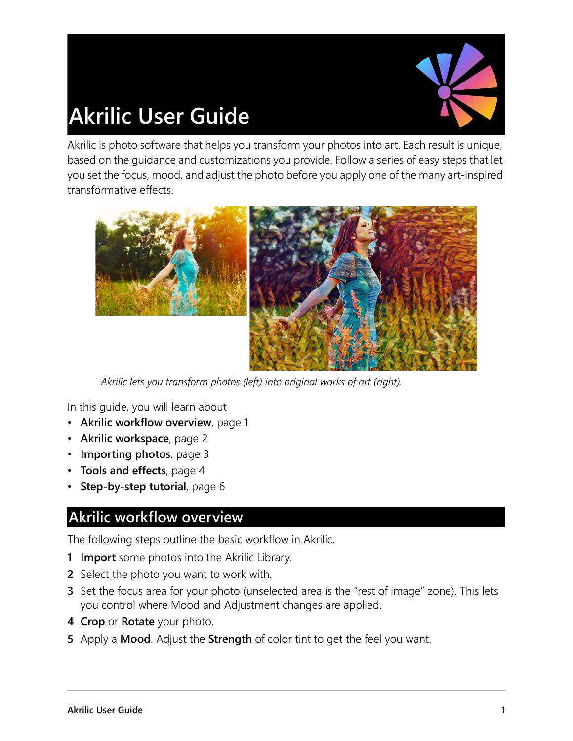# Akrilic User Guide

Akrilic is photo software that helps you transform your photos into art. Each result is unique, based on the guidance and customizations you provide. Follow a series of easy steps that let you set the focus, mood, and adjust the photo before you apply one of the many art-inspired transformative effects.

*Akrilic lets you transform photos (left) into original works of art (right).*

In this guide, you will learn about

- **Akrilic workflow overview**, page 1
- **Akrilic workspace**, page 2
- **Importing photos**, page 3
- **Tools and effects**, page 4
- **Step-by-step tutorial**, page 6

## Akrilic workflow overview

The following steps outline the basic workflow in Akrilic.

1. **Import** some photos into the Akrilic Library.
2. Select the photo you want to work with.
3. Set the focus area for your photo (unselected area is the "rest of image" zone). This lets you control where Mood and Adjustment changes are applied.
4. **Crop** or **Rotate** your photo.
5. Apply a **Mood**. Adjust the **Strength** of color tint to get the feel you want.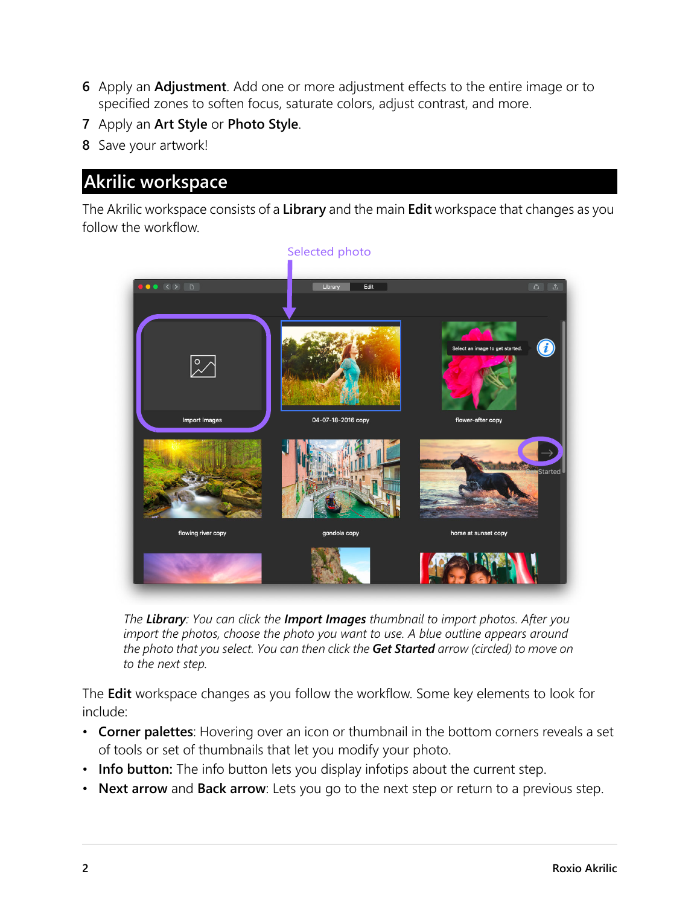6 Apply an **Adjustment**. Add one or more adjustment effects to the entire image or to specified zones to soften focus, saturate colors, adjust contrast, and more.

7 Apply an **Art Style** or **Photo Style**.

8 Save your artwork!

## Akrilic workspace

The Akrilic workspace consists of a **Library** and the main **Edit** workspace that changes as you follow the workflow.

*The **Library**: You can click the **Import Images** thumbnail to import photos. After you import the photos, choose the photo you want to use. A blue outline appears around the photo that you select. You can then click the **Get Started** arrow (circled) to move on to the next step.*

The **Edit** workspace changes as you follow the workflow. Some key elements to look for include:

- **Corner palettes**: Hovering over an icon or thumbnail in the bottom corners reveals a set of tools or set of thumbnails that let you modify your photo.
- **Info button:** The info button lets you display infotips about the current step.
- **Next arrow** and **Back arrow**: Lets you go to the next step or return to a previous step.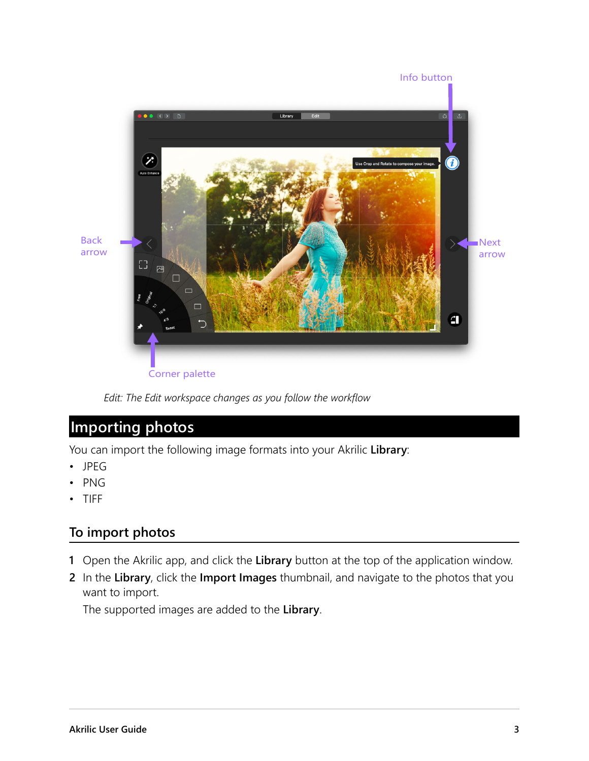Info button

Back arrow

Next arrow

Corner palette

*Edit: The Edit workspace changes as you follow the workflow*

# Importing photos

You can import the following image formats into your Akrilic **Library**:

- JPEG
- PNG
- TIFF

## To import photos

1. Open the Akrilic app, and click the **Library** button at the top of the application window.
2. In the **Library**, click the **Import Images** thumbnail, and navigate to the photos that you want to import.

   The supported images are added to the **Library**.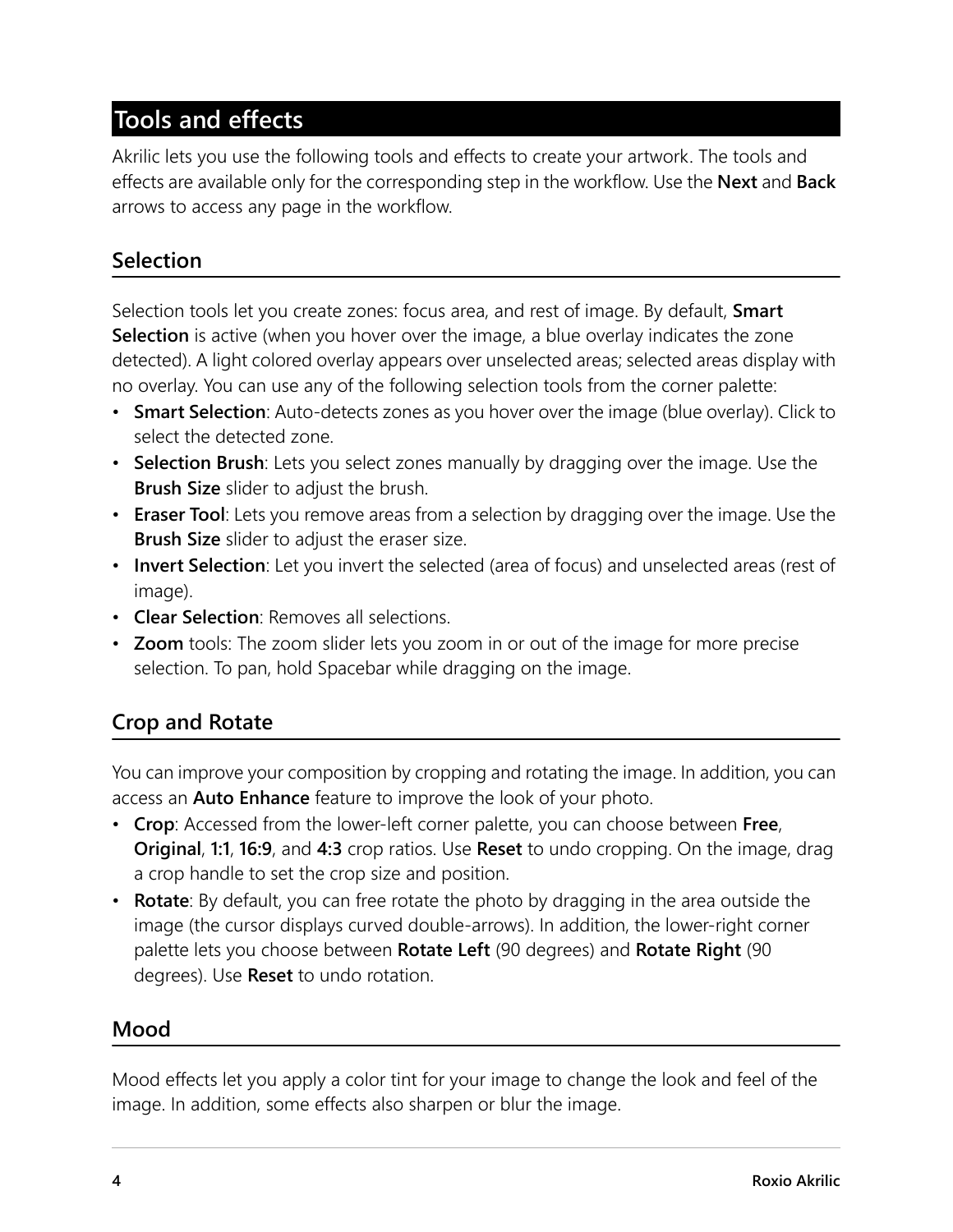## Tools and effects

Akrilic lets you use the following tools and effects to create your artwork. The tools and effects are available only for the corresponding step in the workflow. Use the **Next** and **Back** arrows to access any page in the workflow.

### Selection

Selection tools let you create zones: focus area, and rest of image. By default, **Smart Selection** is active (when you hover over the image, a blue overlay indicates the zone detected). A light colored overlay appears over unselected areas; selected areas display with no overlay. You can use any of the following selection tools from the corner palette:

- **Smart Selection**: Auto-detects zones as you hover over the image (blue overlay). Click to select the detected zone.
- **Selection Brush**: Lets you select zones manually by dragging over the image. Use the **Brush Size** slider to adjust the brush.
- **Eraser Tool**: Lets you remove areas from a selection by dragging over the image. Use the **Brush Size** slider to adjust the eraser size.
- **Invert Selection**: Let you invert the selected (area of focus) and unselected areas (rest of image).
- **Clear Selection**: Removes all selections.
- **Zoom** tools: The zoom slider lets you zoom in or out of the image for more precise selection. To pan, hold Spacebar while dragging on the image.

### Crop and Rotate

You can improve your composition by cropping and rotating the image. In addition, you can access an **Auto Enhance** feature to improve the look of your photo.

- **Crop**: Accessed from the lower-left corner palette, you can choose between **Free**, **Original**, **1:1**, **16:9**, and **4:3** crop ratios. Use **Reset** to undo cropping. On the image, drag a crop handle to set the crop size and position.
- **Rotate**: By default, you can free rotate the photo by dragging in the area outside the image (the cursor displays curved double-arrows). In addition, the lower-right corner palette lets you choose between **Rotate Left** (90 degrees) and **Rotate Right** (90 degrees). Use **Reset** to undo rotation.

### Mood

Mood effects let you apply a color tint for your image to change the look and feel of the image. In addition, some effects also sharpen or blur the image.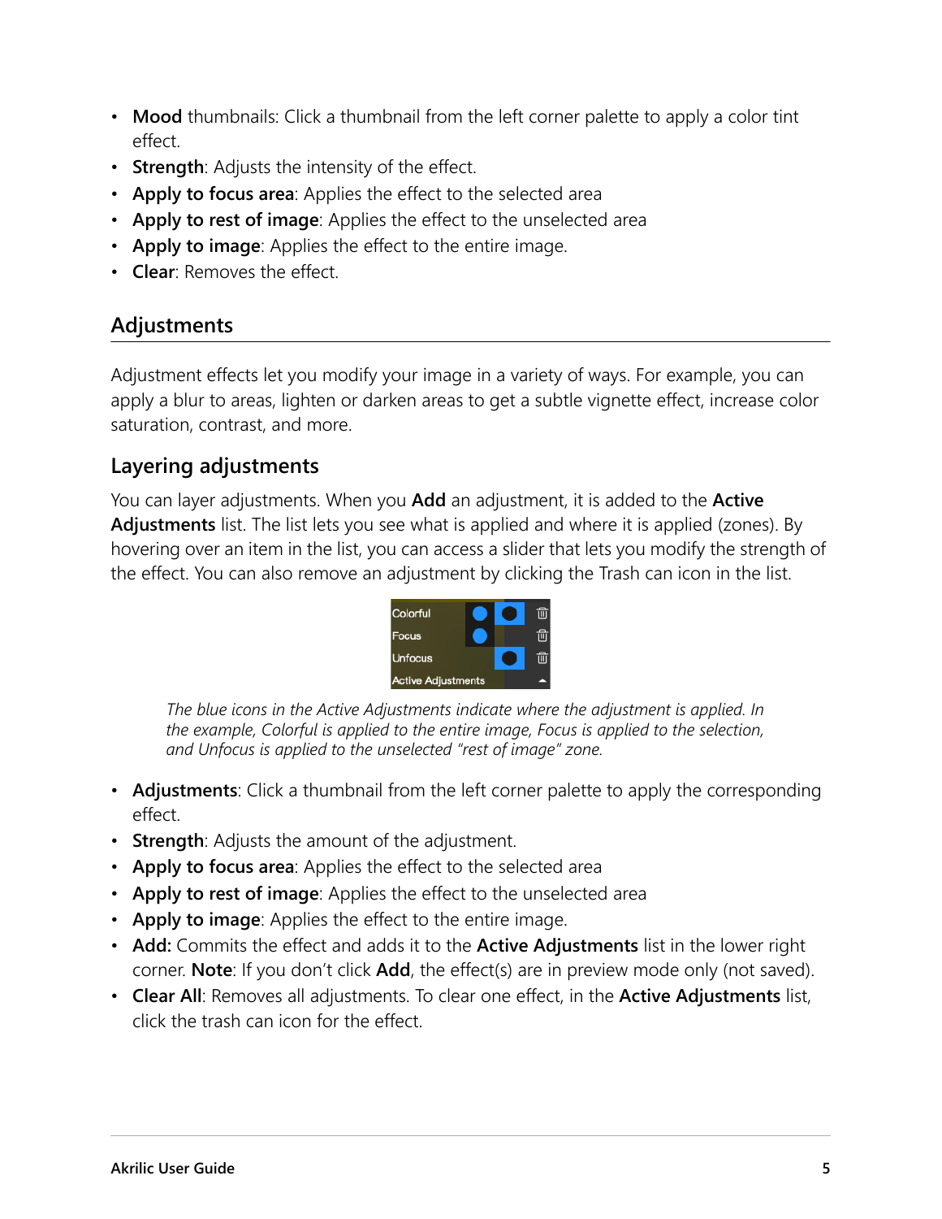- **Mood** thumbnails: Click a thumbnail from the left corner palette to apply a color tint effect.
- **Strength**: Adjusts the intensity of the effect.
- **Apply to focus area**: Applies the effect to the selected area
- **Apply to rest of image**: Applies the effect to the unselected area
- **Apply to image**: Applies the effect to the entire image.
- **Clear**: Removes the effect.

## Adjustments

Adjustment effects let you modify your image in a variety of ways. For example, you can apply a blur to areas, lighten or darken areas to get a subtle vignette effect, increase color saturation, contrast, and more.

### Layering adjustments

You can layer adjustments. When you **Add** an adjustment, it is added to the **Active Adjustments** list. The list lets you see what is applied and where it is applied (zones). By hovering over an item in the list, you can access a slider that lets you modify the strength of the effect. You can also remove an adjustment by clicking the Trash can icon in the list.

Colorful
Focus
Unfocus
Active Adjustments

*The blue icons in the Active Adjustments indicate where the adjustment is applied. In the example, Colorful is applied to the entire image, Focus is applied to the selection, and Unfocus is applied to the unselected "rest of image" zone.*

- **Adjustments**: Click a thumbnail from the left corner palette to apply the corresponding effect.
- **Strength**: Adjusts the amount of the adjustment.
- **Apply to focus area**: Applies the effect to the selected area
- **Apply to rest of image**: Applies the effect to the unselected area
- **Apply to image**: Applies the effect to the entire image.
- **Add:** Commits the effect and adds it to the **Active Adjustments** list in the lower right corner. **Note**: If you don't click **Add**, the effect(s) are in preview mode only (not saved).
- **Clear All**: Removes all adjustments. To clear one effect, in the **Active Adjustments** list, click the trash can icon for the effect.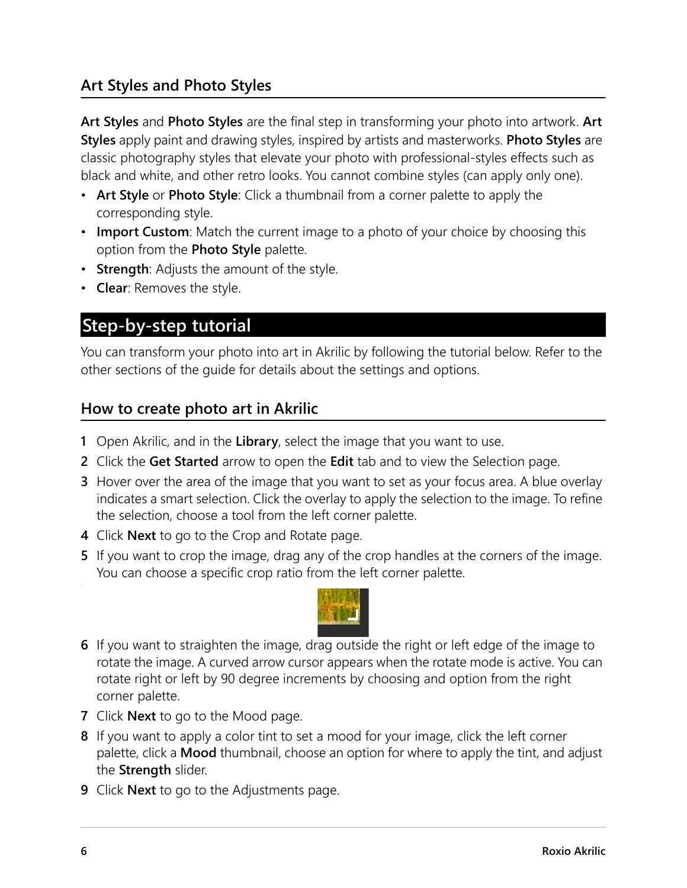## Art Styles and Photo Styles

**Art Styles** and **Photo Styles** are the final step in transforming your photo into artwork. **Art Styles** apply paint and drawing styles, inspired by artists and masterworks. **Photo Styles** are classic photography styles that elevate your photo with professional-styles effects such as black and white, and other retro looks. You cannot combine styles (can apply only one).

- **Art Style** or **Photo Style**: Click a thumbnail from a corner palette to apply the corresponding style.
- **Import Custom**: Match the current image to a photo of your choice by choosing this option from the **Photo Style** palette.
- **Strength**: Adjusts the amount of the style.
- **Clear**: Removes the style.

# Step-by-step tutorial

You can transform your photo into art in Akrilic by following the tutorial below. Refer to the other sections of the guide for details about the settings and options.

## How to create photo art in Akrilic

1. Open Akrilic, and in the **Library**, select the image that you want to use.
2. Click the **Get Started** arrow to open the **Edit** tab and to view the Selection page.
3. Hover over the area of the image that you want to set as your focus area. A blue overlay indicates a smart selection. Click the overlay to apply the selection to the image. To refine the selection, choose a tool from the left corner palette.
4. Click **Next** to go to the Crop and Rotate page.
5. If you want to crop the image, drag any of the crop handles at the corners of the image. You can choose a specific crop ratio from the left corner palette.
6. If you want to straighten the image, drag outside the right or left edge of the image to rotate the image. A curved arrow cursor appears when the rotate mode is active. You can rotate right or left by 90 degree increments by choosing and option from the right corner palette.
7. Click **Next** to go to the Mood page.
8. If you want to apply a color tint to set a mood for your image, click the left corner palette, click a **Mood** thumbnail, choose an option for where to apply the tint, and adjust the **Strength** slider.
9. Click **Next** to go to the Adjustments page.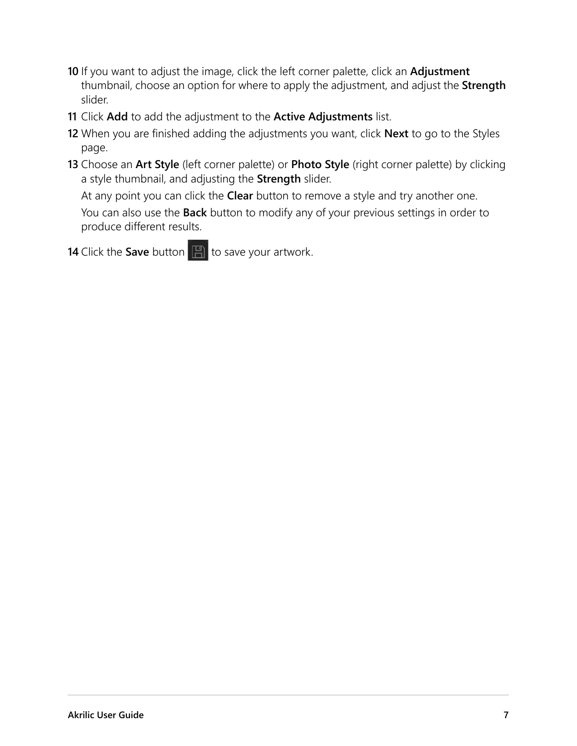10 If you want to adjust the image, click the left corner palette, click an **Adjustment** thumbnail, choose an option for where to apply the adjustment, and adjust the **Strength** slider.

11 Click **Add** to add the adjustment to the **Active Adjustments** list.

12 When you are finished adding the adjustments you want, click **Next** to go to the Styles page.

13 Choose an **Art Style** (left corner palette) or **Photo Style** (right corner palette) by clicking a style thumbnail, and adjusting the **Strength** slider.

At any point you can click the **Clear** button to remove a style and try another one.

You can also use the **Back** button to modify any of your previous settings in order to produce different results.

14 Click the **Save** button to save your artwork.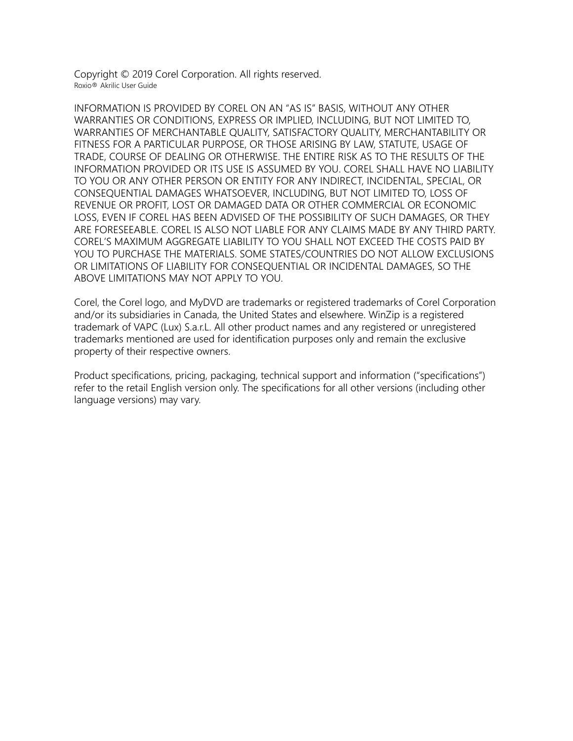Copyright © 2019 Corel Corporation. All rights reserved.
Roxio® Akrilic User Guide

INFORMATION IS PROVIDED BY COREL ON AN "AS IS" BASIS, WITHOUT ANY OTHER WARRANTIES OR CONDITIONS, EXPRESS OR IMPLIED, INCLUDING, BUT NOT LIMITED TO, WARRANTIES OF MERCHANTABLE QUALITY, SATISFACTORY QUALITY, MERCHANTABILITY OR FITNESS FOR A PARTICULAR PURPOSE, OR THOSE ARISING BY LAW, STATUTE, USAGE OF TRADE, COURSE OF DEALING OR OTHERWISE. THE ENTIRE RISK AS TO THE RESULTS OF THE INFORMATION PROVIDED OR ITS USE IS ASSUMED BY YOU. COREL SHALL HAVE NO LIABILITY TO YOU OR ANY OTHER PERSON OR ENTITY FOR ANY INDIRECT, INCIDENTAL, SPECIAL, OR CONSEQUENTIAL DAMAGES WHATSOEVER, INCLUDING, BUT NOT LIMITED TO, LOSS OF REVENUE OR PROFIT, LOST OR DAMAGED DATA OR OTHER COMMERCIAL OR ECONOMIC LOSS, EVEN IF COREL HAS BEEN ADVISED OF THE POSSIBILITY OF SUCH DAMAGES, OR THEY ARE FORESEEABLE. COREL IS ALSO NOT LIABLE FOR ANY CLAIMS MADE BY ANY THIRD PARTY. COREL'S MAXIMUM AGGREGATE LIABILITY TO YOU SHALL NOT EXCEED THE COSTS PAID BY YOU TO PURCHASE THE MATERIALS. SOME STATES/COUNTRIES DO NOT ALLOW EXCLUSIONS OR LIMITATIONS OF LIABILITY FOR CONSEQUENTIAL OR INCIDENTAL DAMAGES, SO THE ABOVE LIMITATIONS MAY NOT APPLY TO YOU.

Corel, the Corel logo, and MyDVD are trademarks or registered trademarks of Corel Corporation and/or its subsidiaries in Canada, the United States and elsewhere. WinZip is a registered trademark of VAPC (Lux) S.a.r.L. All other product names and any registered or unregistered trademarks mentioned are used for identification purposes only and remain the exclusive property of their respective owners.

Product specifications, pricing, packaging, technical support and information ("specifications") refer to the retail English version only. The specifications for all other versions (including other language versions) may vary.